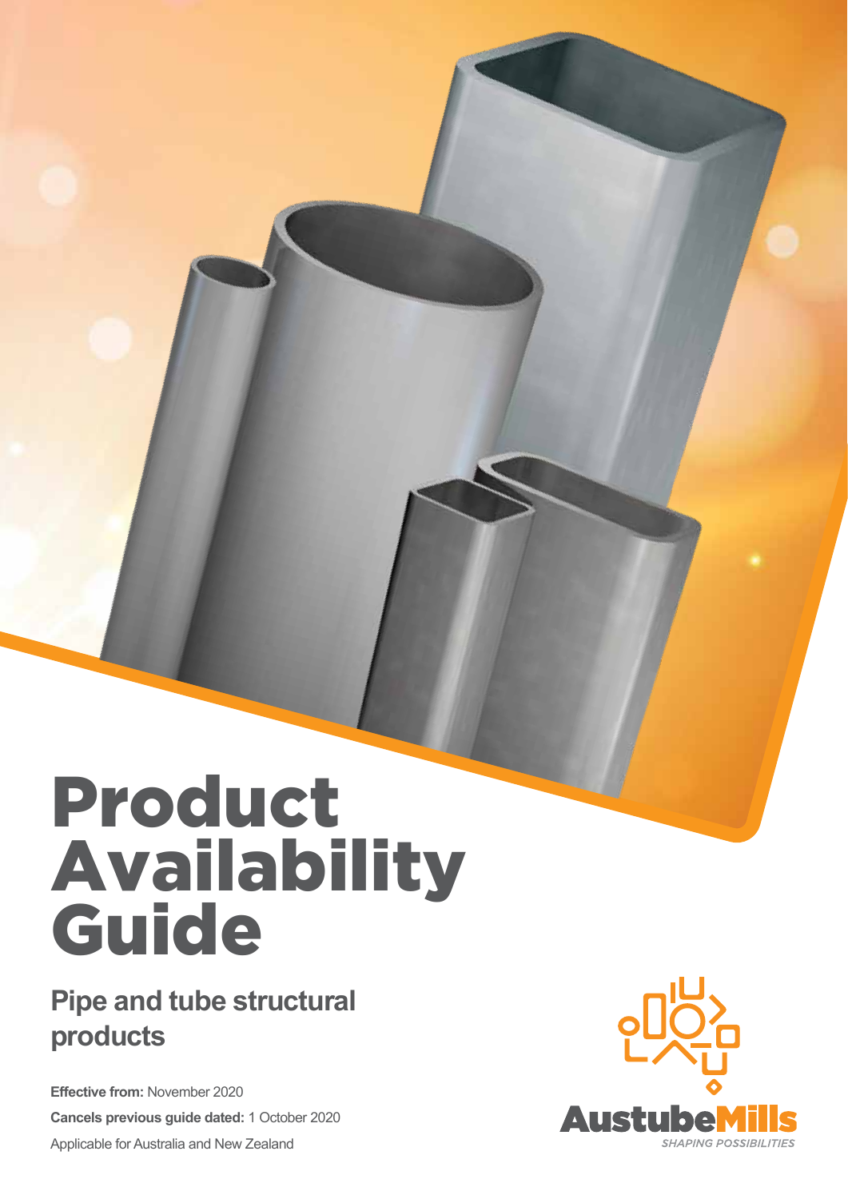# Product Availability Guide

## Pipe and tube structural products

**Effective from:** November 2020

**Cancels previous guide dated:** 1 October 2020

Applicable for Australia and New Zealand

AustubeMills

*SHAPING POSSIBILITIES*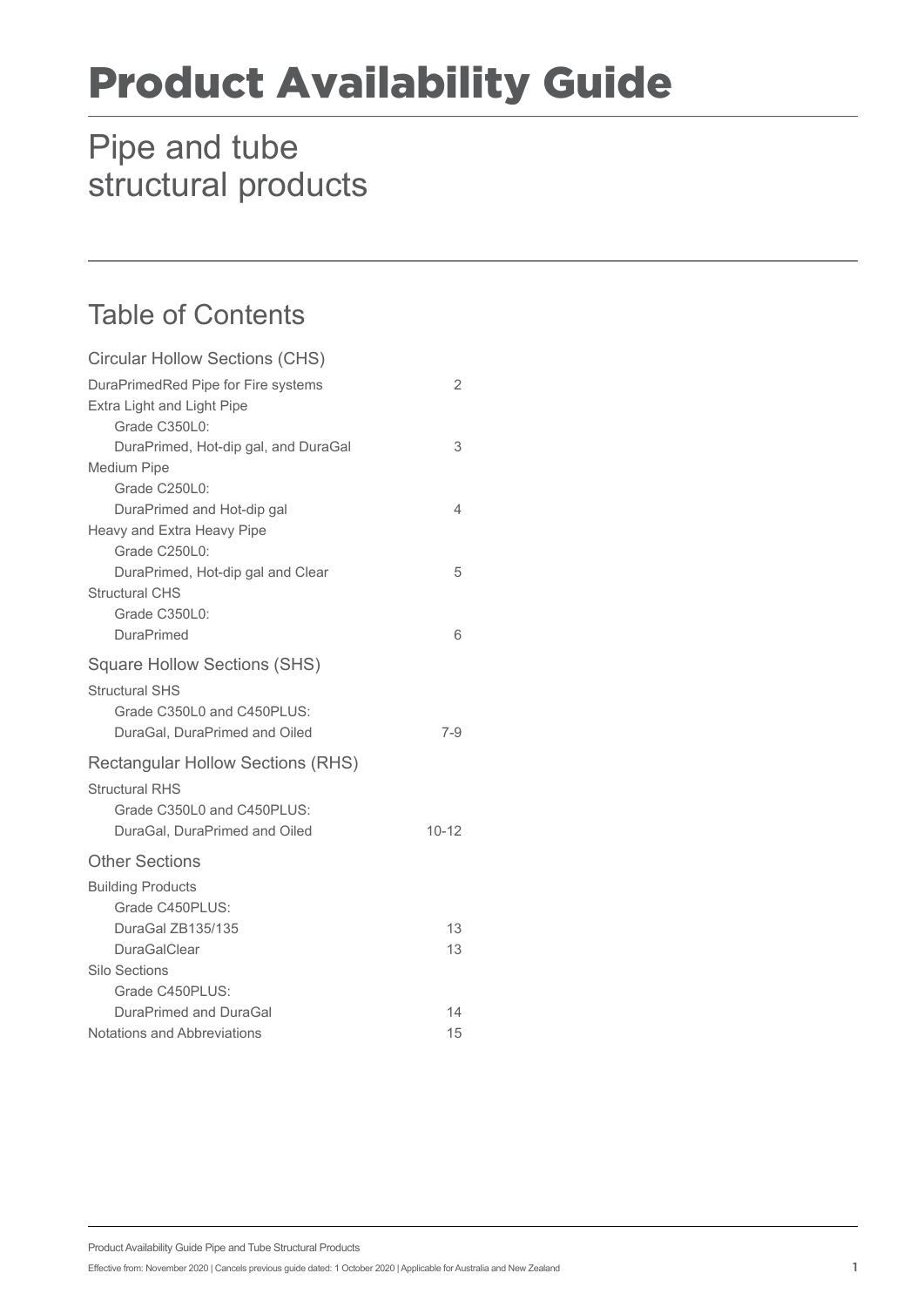# Product Availability Guide

## Pipe and tube structural products

### Table of Contents

| | |
|---|---|
| **Circular Hollow Sections (CHS)** | |
| DuraPrimedRed Pipe for Fire systems | 2 |
| Extra Light and Light Pipe | |
| Grade C350L0: | |
| DuraPrimed, Hot-dip gal, and DuraGal | 3 |
| Medium Pipe | |
| Grade C250L0: | |
| DuraPrimed and Hot-dip gal | 4 |
| Heavy and Extra Heavy Pipe | |
| Grade C250L0: | |
| DuraPrimed, Hot-dip gal and Clear | 5 |
| Structural CHS | |
| Grade C350L0: | |
| DuraPrimed | 6 |
| **Square Hollow Sections (SHS)** | |
| Structural SHS | |
| Grade C350L0 and C450PLUS: | |
| DuraGal, DuraPrimed and Oiled | 7-9 |
| **Rectangular Hollow Sections (RHS)** | |
| Structural RHS | |
| Grade C350L0 and C450PLUS: | |
| DuraGal, DuraPrimed and Oiled | 10-12 |
| **Other Sections** | |
| Building Products | |
| Grade C450PLUS: | |
| DuraGal ZB135/135 | 13 |
| DuraGalClear | 13 |
| Silo Sections | |
| Grade C450PLUS: | |
| DuraPrimed and DuraGal | 14 |
| Notations and Abbreviations | 15 |

Product Availability Guide Pipe and Tube Structural Products

Effective from: November 2020 | Cancels previous guide dated: 1 October 2020 | Applicable for Australia and New Zealand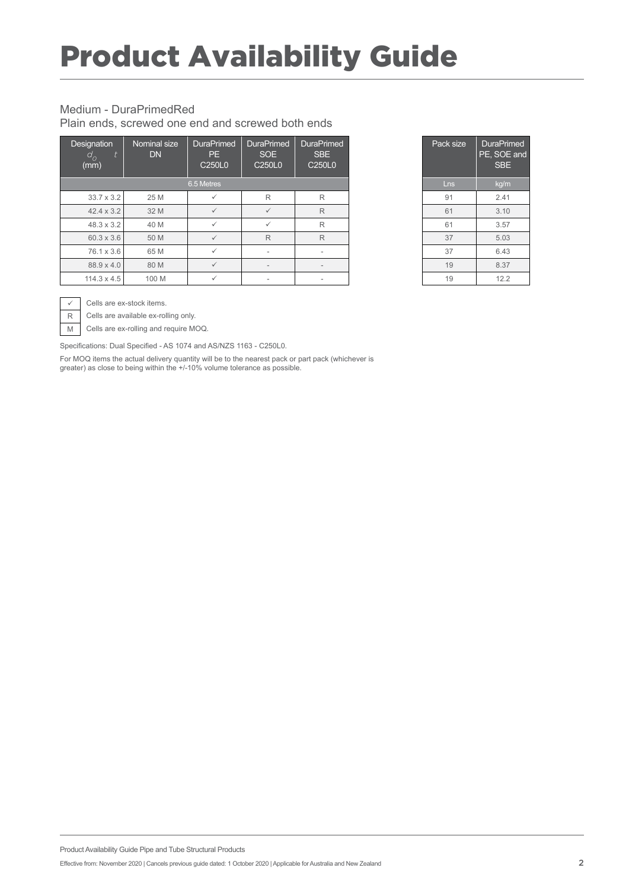# Product Availability Guide

Medium - DuraPrimedRed

Plain ends, screwed one end and screwed both ends

| Designation $d_o$ $t$ (mm) | Nominal size DN | DuraPrimed PE C250L0 | DuraPrimed SOE C250L0 | DuraPrimed SBE C250L0 |
|---|---|---|---|---|
| 6.5 Metres | | | | |
| 33.7 x 3.2 | 25 M | ✓ | R | R |
| 42.4 x 3.2 | 32 M | ✓ | ✓ | R |
| 48.3 x 3.2 | 40 M | ✓ | ✓ | R |
| 60.3 x 3.6 | 50 M | ✓ | R | R |
| 76.1 x 3.6 | 65 M | ✓ | - | - |
| 88.9 x 4.0 | 80 M | ✓ | - | - |
| 114.3 x 4.5 | 100 M | ✓ | - | - |

| Pack size | DuraPrimed PE, SOE and SBE |
|---|---|
| Lns | kg/m |
| 91 | 2.41 |
| 61 | 3.10 |
| 61 | 3.57 |
| 37 | 5.03 |
| 37 | 6.43 |
| 19 | 8.37 |
| 19 | 12.2 |

✓ Cells are ex-stock items.

R Cells are available ex-rolling only.

M Cells are ex-rolling and require MOQ.

Specifications: Dual Specified - AS 1074 and AS/NZS 1163 - C250L0.

For MOQ items the actual delivery quantity will be to the nearest pack or part pack (whichever is greater) as close to being within the +/-10% volume tolerance as possible.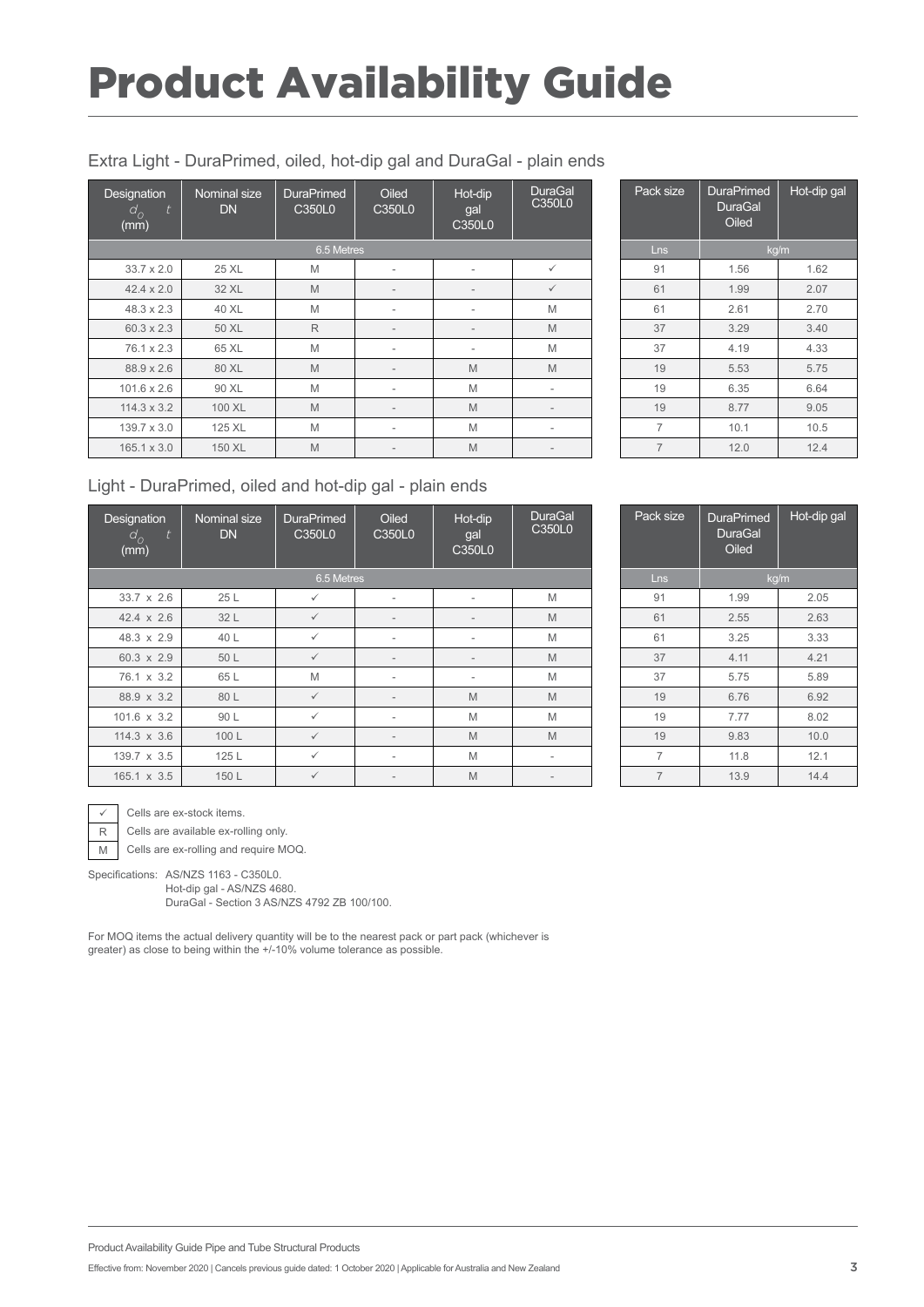# Product Availability Guide

## Extra Light - DuraPrimed, oiled, hot-dip gal and DuraGal - plain ends

| Designation $d_o$ $t$ (mm) | Nominal size DN | DuraPrimed C350L0 | Oiled C350L0 | Hot-dip gal C350L0 | DuraGal C350L0 | Pack size | DuraPrimed DuraGal Oiled | Hot-dip gal |
|---|---|---|---|---|---|---|---|---|
| | | 6.5 Metres | | | | Lns | kg/m | |
| 33.7 x 2.0 | 25 XL | M | - | - | ✓ | 91 | 1.56 | 1.62 |
| 42.4 x 2.0 | 32 XL | M | - | - | ✓ | 61 | 1.99 | 2.07 |
| 48.3 x 2.3 | 40 XL | M | - | - | M | 61 | 2.61 | 2.70 |
| 60.3 x 2.3 | 50 XL | R | - | - | M | 37 | 3.29 | 3.40 |
| 76.1 x 2.3 | 65 XL | M | - | - | M | 37 | 4.19 | 4.33 |
| 88.9 x 2.6 | 80 XL | M | - | M | M | 19 | 5.53 | 5.75 |
| 101.6 x 2.6 | 90 XL | M | - | M | - | 19 | 6.35 | 6.64 |
| 114.3 x 3.2 | 100 XL | M | - | M | - | 19 | 8.77 | 9.05 |
| 139.7 x 3.0 | 125 XL | M | - | M | - | 7 | 10.1 | 10.5 |
| 165.1 x 3.0 | 150 XL | M | - | M | - | 7 | 12.0 | 12.4 |

## Light - DuraPrimed, oiled and hot-dip gal - plain ends

| Designation $d_o$ $t$ (mm) | Nominal size DN | DuraPrimed C350L0 | Oiled C350L0 | Hot-dip gal C350L0 | DuraGal C350L0 | Pack size | DuraPrimed DuraGal Oiled | Hot-dip gal |
|---|---|---|---|---|---|---|---|---|
| | | 6.5 Metres | | | | Lns | kg/m | |
| 33.7 x 2.6 | 25 L | ✓ | - | - | M | 91 | 1.99 | 2.05 |
| 42.4 x 2.6 | 32 L | ✓ | - | - | M | 61 | 2.55 | 2.63 |
| 48.3 x 2.9 | 40 L | ✓ | - | - | M | 61 | 3.25 | 3.33 |
| 60.3 x 2.9 | 50 L | ✓ | - | - | M | 37 | 4.11 | 4.21 |
| 76.1 x 3.2 | 65 L | M | - | - | M | 37 | 5.75 | 5.89 |
| 88.9 x 3.2 | 80 L | ✓ | - | M | M | 19 | 6.76 | 6.92 |
| 101.6 x 3.2 | 90 L | ✓ | - | M | M | 19 | 7.77 | 8.02 |
| 114.3 x 3.6 | 100 L | ✓ | - | M | M | 19 | 9.83 | 10.0 |
| 139.7 x 3.5 | 125 L | ✓ | - | M | - | 7 | 11.8 | 12.1 |
| 165.1 x 3.5 | 150 L | ✓ | - | M | - | 7 | 13.9 | 14.4 |

| | |
|---|---|
| ✓ | Cells are ex-stock items. |
| R | Cells are available ex-rolling only. |
| M | Cells are ex-rolling and require MOQ. |

Specifications: AS/NZS 1163 - C350L0.
Hot-dip gal - AS/NZS 4680.
DuraGal - Section 3 AS/NZS 4792 ZB 100/100.

For MOQ items the actual delivery quantity will be to the nearest pack or part pack (whichever is greater) as close to being within the +/-10% volume tolerance as possible.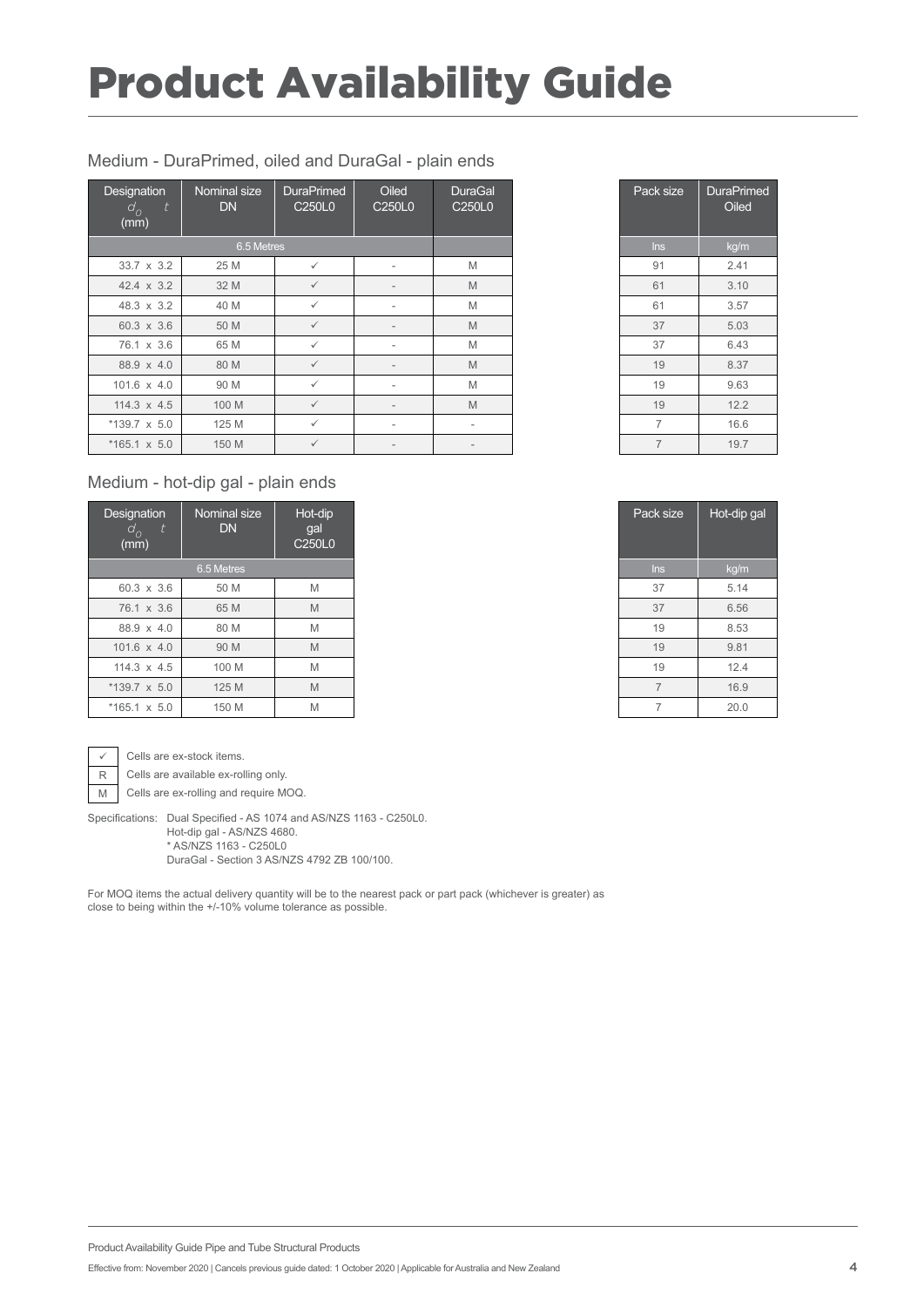# Product Availability Guide

## Medium - DuraPrimed, oiled and DuraGal - plain ends

| Designation $d_o$ $t$ (mm) | Nominal size DN | DuraPrimed C250L0 | Oiled C250L0 | DuraGal C250L0 | Pack size | DuraPrimed Oiled |
|---|---|---|---|---|---|---|
| 6.5 Metres | | | | | lns | kg/m |
| 33.7 x 3.2 | 25 M | ✓ | - | M | 91 | 2.41 |
| 42.4 x 3.2 | 32 M | ✓ | - | M | 61 | 3.10 |
| 48.3 x 3.2 | 40 M | ✓ | - | M | 61 | 3.57 |
| 60.3 x 3.6 | 50 M | ✓ | - | M | 37 | 5.03 |
| 76.1 x 3.6 | 65 M | ✓ | - | M | 37 | 6.43 |
| 88.9 x 4.0 | 80 M | ✓ | - | M | 19 | 8.37 |
| 101.6 x 4.0 | 90 M | ✓ | - | M | 19 | 9.63 |
| 114.3 x 4.5 | 100 M | ✓ | - | M | 19 | 12.2 |
| *139.7 x 5.0 | 125 M | ✓ | - | - | 7 | 16.6 |
| *165.1 x 5.0 | 150 M | ✓ | - | - | 7 | 19.7 |

## Medium - hot-dip gal - plain ends

| Designation $d_o$ $t$ (mm) | Nominal size DN | Hot-dip gal C250L0 | Pack size | Hot-dip gal |
|---|---|---|---|---|
| 6.5 Metres | | | lns | kg/m |
| 60.3 x 3.6 | 50 M | M | 37 | 5.14 |
| 76.1 x 3.6 | 65 M | M | 37 | 6.56 |
| 88.9 x 4.0 | 80 M | M | 19 | 8.53 |
| 101.6 x 4.0 | 90 M | M | 19 | 9.81 |
| 114.3 x 4.5 | 100 M | M | 19 | 12.4 |
| *139.7 x 5.0 | 125 M | M | 7 | 16.9 |
| *165.1 x 5.0 | 150 M | M | 7 | 20.0 |

| | |
|---|---|
| ✓ | Cells are ex-stock items. |
| R | Cells are available ex-rolling only. |
| M | Cells are ex-rolling and require MOQ. |

Specifications: Dual Specified - AS 1074 and AS/NZS 1163 - C250L0.
Hot-dip gal - AS/NZS 4680.
* AS/NZS 1163 - C250L0
DuraGal - Section 3 AS/NZS 4792 ZB 100/100.

For MOQ items the actual delivery quantity will be to the nearest pack or part pack (whichever is greater) as close to being within the +/-10% volume tolerance as possible.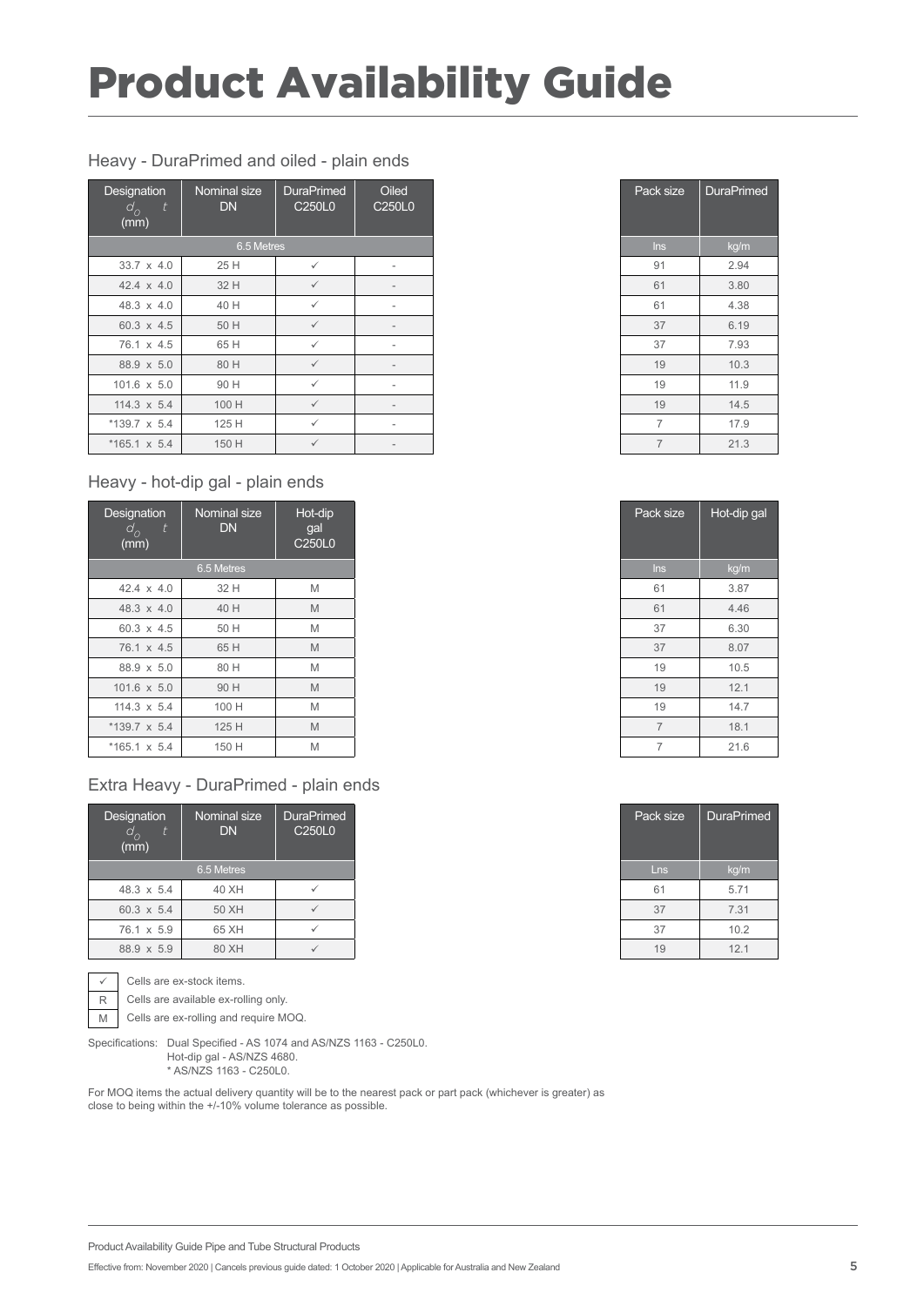# Product Availability Guide

## Heavy - DuraPrimed and oiled - plain ends

| Designation $d_o$ $t$ (mm) | Nominal size DN | DuraPrimed C250L0 | Oiled C250L0 | Pack size | DuraPrimed |
|---|---|---|---|---|---|
| 6.5 Metres | | | | lns | kg/m |
| 33.7 x 4.0 | 25 H | ✓ | - | 91 | 2.94 |
| 42.4 x 4.0 | 32 H | ✓ | - | 61 | 3.80 |
| 48.3 x 4.0 | 40 H | ✓ | - | 61 | 4.38 |
| 60.3 x 4.5 | 50 H | ✓ | - | 37 | 6.19 |
| 76.1 x 4.5 | 65 H | ✓ | - | 37 | 7.93 |
| 88.9 x 5.0 | 80 H | ✓ | - | 19 | 10.3 |
| 101.6 x 5.0 | 90 H | ✓ | - | 19 | 11.9 |
| 114.3 x 5.4 | 100 H | ✓ | - | 19 | 14.5 |
| *139.7 x 5.4 | 125 H | ✓ | - | 7 | 17.9 |
| *165.1 x 5.4 | 150 H | ✓ | - | 7 | 21.3 |

## Heavy - hot-dip gal - plain ends

| Designation $d_o$ $t$ (mm) | Nominal size DN | Hot-dip gal C250L0 | Pack size | Hot-dip gal |
|---|---|---|---|---|
| 6.5 Metres | | | lns | kg/m |
| 42.4 x 4.0 | 32 H | M | 61 | 3.87 |
| 48.3 x 4.0 | 40 H | M | 61 | 4.46 |
| 60.3 x 4.5 | 50 H | M | 37 | 6.30 |
| 76.1 x 4.5 | 65 H | M | 37 | 8.07 |
| 88.9 x 5.0 | 80 H | M | 19 | 10.5 |
| 101.6 x 5.0 | 90 H | M | 19 | 12.1 |
| 114.3 x 5.4 | 100 H | M | 19 | 14.7 |
| *139.7 x 5.4 | 125 H | M | 7 | 18.1 |
| *165.1 x 5.4 | 150 H | M | 7 | 21.6 |

## Extra Heavy - DuraPrimed - plain ends

| Designation $d_o$ $t$ (mm) | Nominal size DN | DuraPrimed C250L0 | Pack size | DuraPrimed |
|---|---|---|---|---|
| 6.5 Metres | | | Lns | kg/m |
| 48.3 x 5.4 | 40 XH | ✓ | 61 | 5.71 |
| 60.3 x 5.4 | 50 XH | ✓ | 37 | 7.31 |
| 76.1 x 5.9 | 65 XH | ✓ | 37 | 10.2 |
| 88.9 x 5.9 | 80 XH | ✓ | 19 | 12.1 |

| | |
|---|---|
| ✓ | Cells are ex-stock items. |
| R | Cells are available ex-rolling only. |
| M | Cells are ex-rolling and require MOQ. |

Specifications: Dual Specified - AS 1074 and AS/NZS 1163 - C250L0.
Hot-dip gal - AS/NZS 4680.
* AS/NZS 1163 - C250L0.

For MOQ items the actual delivery quantity will be to the nearest pack or part pack (whichever is greater) as close to being within the +/-10% volume tolerance as possible.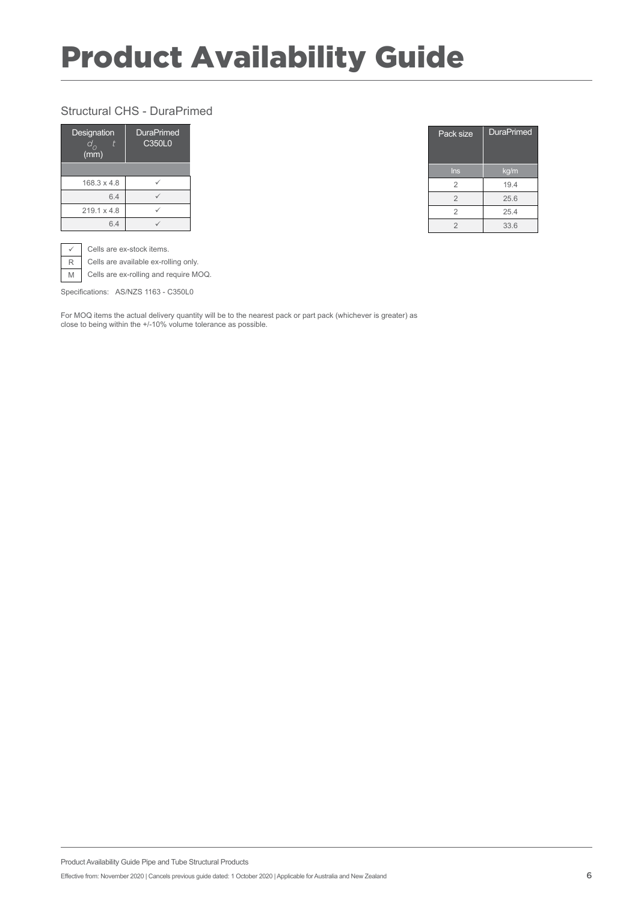# Product Availability Guide

## Structural CHS - DuraPrimed

| Designation $d_o$ $t$ (mm) | DuraPrimed C350L0 | Pack size | DuraPrimed |
|---|---|---|---|
| | | lns | kg/m |
| 168.3 x 4.8 | ✓ | 2 | 19.4 |
| 6.4 | ✓ | 2 | 25.6 |
| 219.1 x 4.8 | ✓ | 2 | 25.4 |
| 6.4 | ✓ | 2 | 33.6 |

| | |
|---|---|
| ✓ | Cells are ex-stock items. |
| R | Cells are available ex-rolling only. |
| M | Cells are ex-rolling and require MOQ. |

Specifications: AS/NZS 1163 - C350L0

For MOQ items the actual delivery quantity will be to the nearest pack or part pack (whichever is greater) as close to being within the +/-10% volume tolerance as possible.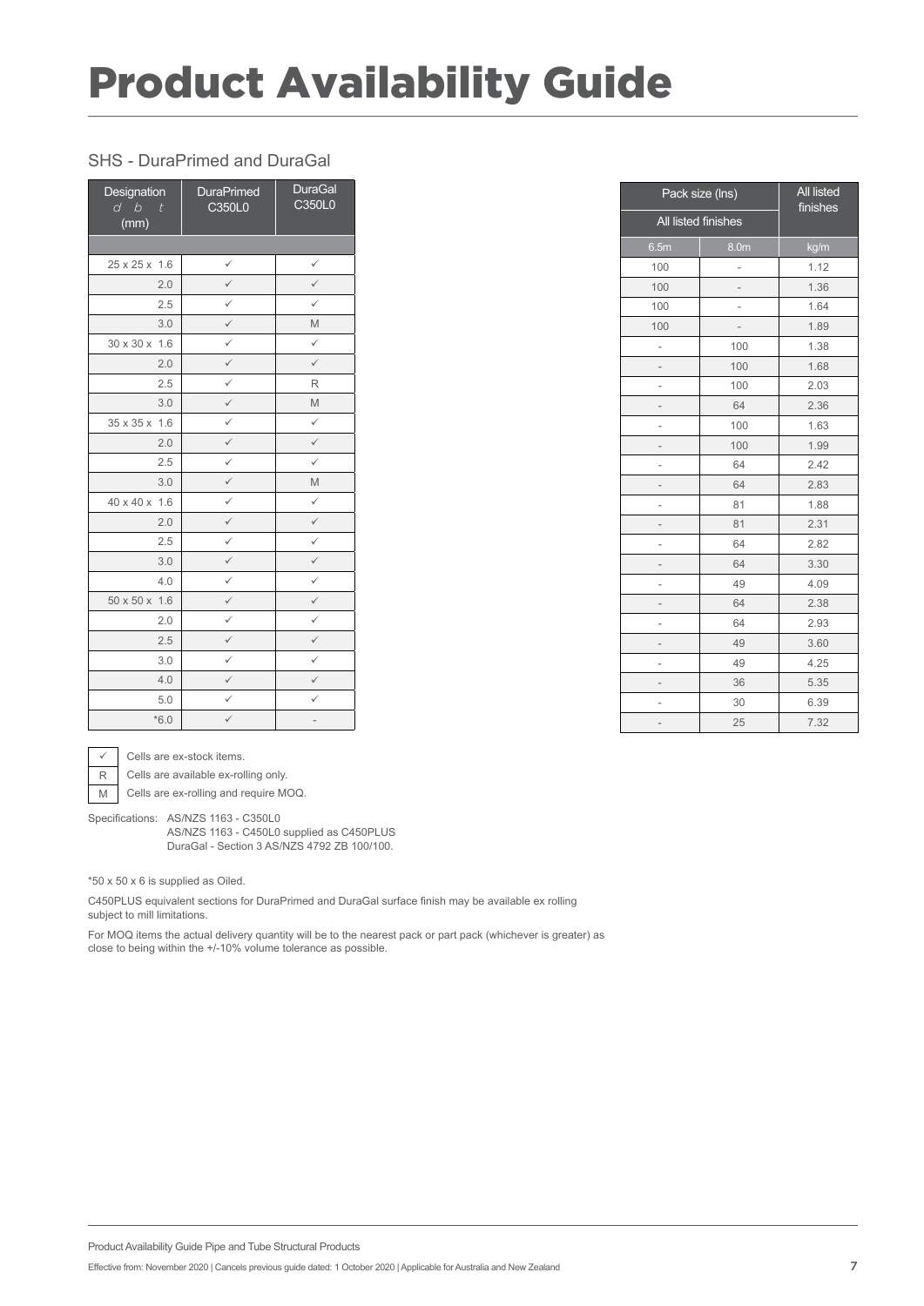# Product Availability Guide

## SHS - DuraPrimed and DuraGal

| Designation d b t (mm) | DuraPrimed C350L0 | DuraGal C350L0 | Pack size (lns) All listed finishes 6.5m | 8.0m | All listed finishes kg/m |
|---|---|---|---|---|---|
| 25 x 25 x 1.6 | ✓ | ✓ | 100 | - | 1.12 |
| 2.0 | ✓ | ✓ | 100 | - | 1.36 |
| 2.5 | ✓ | ✓ | 100 | - | 1.64 |
| 3.0 | ✓ | M | 100 | - | 1.89 |
| 30 x 30 x 1.6 | ✓ | ✓ | - | 100 | 1.38 |
| 2.0 | ✓ | ✓ | - | 100 | 1.68 |
| 2.5 | ✓ | R | - | 100 | 2.03 |
| 3.0 | ✓ | M | - | 64 | 2.36 |
| 35 x 35 x 1.6 | ✓ | ✓ | - | 100 | 1.63 |
| 2.0 | ✓ | ✓ | - | 100 | 1.99 |
| 2.5 | ✓ | ✓ | - | 64 | 2.42 |
| 3.0 | ✓ | M | - | 64 | 2.83 |
| 40 x 40 x 1.6 | ✓ | ✓ | - | 81 | 1.88 |
| 2.0 | ✓ | ✓ | - | 81 | 2.31 |
| 2.5 | ✓ | ✓ | - | 64 | 2.82 |
| 3.0 | ✓ | ✓ | - | 64 | 3.30 |
| 4.0 | ✓ | ✓ | - | 49 | 4.09 |
| 50 x 50 x 1.6 | ✓ | ✓ | - | 64 | 2.38 |
| 2.0 | ✓ | ✓ | - | 64 | 2.93 |
| 2.5 | ✓ | ✓ | - | 49 | 3.60 |
| 3.0 | ✓ | ✓ | - | 49 | 4.25 |
| 4.0 | ✓ | ✓ | - | 36 | 5.35 |
| 5.0 | ✓ | ✓ | - | 30 | 6.39 |
| *6.0 | ✓ | - | - | 25 | 7.32 |

✓ Cells are ex-stock items.
R Cells are available ex-rolling only.
M Cells are ex-rolling and require MOQ.

Specifications: AS/NZS 1163 - C350L0
AS/NZS 1163 - C450L0 supplied as C450PLUS
DuraGal - Section 3 AS/NZS 4792 ZB 100/100.

*50 x 50 x 6 is supplied as Oiled.

C450PLUS equivalent sections for DuraPrimed and DuraGal surface finish may be available ex rolling subject to mill limitations.

For MOQ items the actual delivery quantity will be to the nearest pack or part pack (whichever is greater) as close to being within the +/-10% volume tolerance as possible.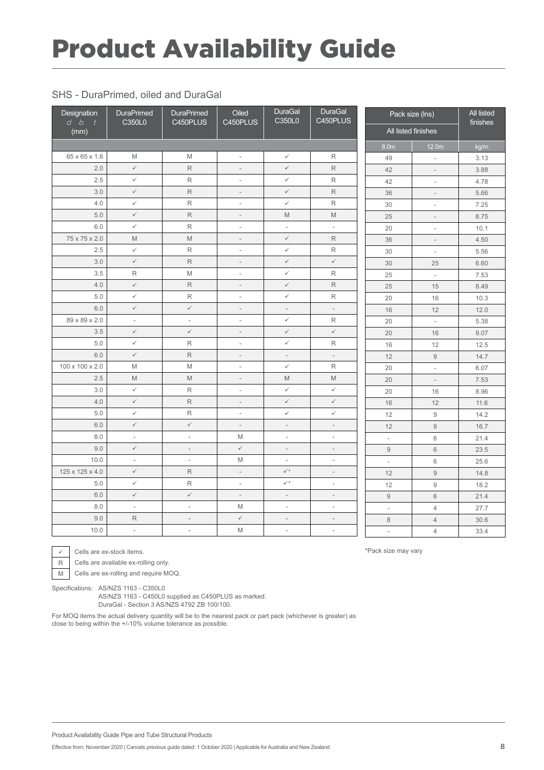# Product Availability Guide

## SHS - DuraPrimed, oiled and DuraGal

| Designation *d b t* (mm) | DuraPrimed C350L0 | DuraPrimed C450PLUS | Oiled C450PLUS | DuraGal C350L0 | DuraGal C450PLUS | Pack size (lns) All listed finishes 8.0m | 12.0m | All listed finishes kg/m |
|---|---|---|---|---|---|---|---|---|
| 65 x 65 x 1.6 | M | M | - | ✓ | R | 49 | - | 3.13 |
| 2.0 | ✓ | R | - | ✓ | R | 42 | - | 3.88 |
| 2.5 | ✓ | R | - | ✓ | R | 42 | - | 4.78 |
| 3.0 | ✓ | R | - | ✓ | R | 36 | - | 5.66 |
| 4.0 | ✓ | R | - | ✓ | R | 30 | - | 7.25 |
| 5.0 | ✓ | R | - | M | M | 25 | - | 8.75 |
| 6.0 | ✓ | R | - | - | - | 20 | - | 10.1 |
| 75 x 75 x 2.0 | M | M | - | ✓ | R | 36 | - | 4.50 |
| 2.5 | ✓ | R | - | ✓ | R | 30 | - | 5.56 |
| 3.0 | ✓ | R | - | ✓ | ✓ | 30 | 25 | 6.60 |
| 3.5 | R | M | - | ✓ | R | 25 | - | 7.53 |
| 4.0 | ✓ | R | - | ✓ | R | 25 | 15 | 8.49 |
| 5.0 | ✓ | R | - | ✓ | R | 20 | 16 | 10.3 |
| 6.0 | ✓ | ✓ | - | - | - | 16 | 12 | 12.0 |
| 89 x 89 x 2.0 | - | - | - | ✓ | R | 20 | - | 5.38 |
| 3.5 | ✓ | ✓ | - | ✓ | ✓ | 20 | 16 | 9.07 |
| 5.0 | ✓ | R | - | ✓ | R | 16 | 12 | 12.5 |
| 6.0 | ✓ | R | - | - | - | 12 | 9 | 14.7 |
| 100 x 100 x 2.0 | M | M | - | ✓ | R | 20 | - | 6.07 |
| 2.5 | M | M | - | M | M | 20 | - | 7.53 |
| 3.0 | ✓ | R | - | ✓ | ✓ | 20 | 16 | 8.96 |
| 4.0 | ✓ | R | - | ✓ | ✓ | 16 | 12 | 11.6 |
| 5.0 | ✓ | R | - | ✓ | ✓ | 12 | 9 | 14.2 |
| 6.0 | ✓ | ✓ | - | - | - | 12 | 9 | 16.7 |
| 8.0 | - | - | M | - | - | - | 6 | 21.4 |
| 9.0 | ✓ | - | ✓ | - | - | 9 | 6 | 23.5 |
| 10.0 | - | - | M | - | - | - | 6 | 25.6 |
| 125 x 125 x 4.0 | ✓ | R | - | ✓* | - | 12 | 9 | 14.8 |
| 5.0 | ✓ | R | - | ✓* | - | 12 | 9 | 18.2 |
| 6.0 | ✓ | ✓ | - | - | - | 9 | 6 | 21.4 |
| 8.0 | - | - | M | - | - | - | 4 | 27.7 |
| 9.0 | R | - | ✓ | - | - | 8 | 4 | 30.6 |
| 10.0 | - | - | M | - | - | - | 4 | 33.4 |

*Pack size may vary

✓ Cells are ex-stock items.

R Cells are available ex-rolling only.

M Cells are ex-rolling and require MOQ.

Specifications: AS/NZS 1163 - C350L0
AS/NZS 1163 - C450L0 supplied as C450PLUS as marked.
DuraGal - Section 3 AS/NZS 4792 ZB 100/100.

For MOQ items the actual delivery quantity will be to the nearest pack or part pack (whichever is greater) as close to being within the +/-10% volume tolerance as possible.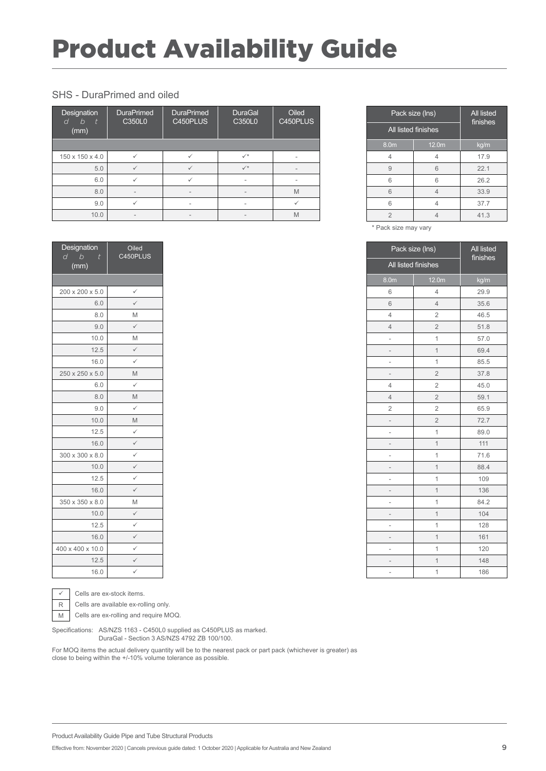# Product Availability Guide

## SHS - DuraPrimed and oiled

| Designation d b t (mm) | DuraPrimed C350L0 | DuraPrimed C450PLUS | DuraGal C350L0 | Oiled C450PLUS | Pack size (lns) All listed finishes 8.0m | Pack size (lns) All listed finishes 12.0m | All listed finishes kg/m |
|---|---|---|---|---|---|---|---|
| 150 x 150 x 4.0 | ✓ | ✓ | ✓* | - | 4 | 4 | 17.9 |
| 5.0 | ✓ | ✓ | ✓* | - | 9 | 6 | 22.1 |
| 6.0 | ✓ | ✓ | - | - | 6 | 6 | 26.2 |
| 8.0 | - | - | - | M | 6 | 4 | 33.9 |
| 9.0 | ✓ | - | - | ✓ | 6 | 4 | 37.7 |
| 10.0 | - | - | - | M | 2 | 4 | 41.3 |

\* Pack size may vary

| Designation d b t (mm) | Oiled C450PLUS | Pack size (lns) All listed finishes 8.0m | Pack size (lns) All listed finishes 12.0m | All listed finishes kg/m |
|---|---|---|---|---|
| 200 x 200 x 5.0 | ✓ | 6 | 4 | 29.9 |
| 6.0 | ✓ | 6 | 4 | 35.6 |
| 8.0 | M | 4 | 2 | 46.5 |
| 9.0 | ✓ | 4 | 2 | 51.8 |
| 10.0 | M | - | 1 | 57.0 |
| 12.5 | ✓ | - | 1 | 69.4 |
| 16.0 | ✓ | - | 1 | 85.5 |
| 250 x 250 x 5.0 | M | - | 2 | 37.8 |
| 6.0 | ✓ | 4 | 2 | 45.0 |
| 8.0 | M | 4 | 2 | 59.1 |
| 9.0 | ✓ | 2 | 2 | 65.9 |
| 10.0 | M | - | 2 | 72.7 |
| 12.5 | ✓ | - | 1 | 89.0 |
| 16.0 | ✓ | - | 1 | 111 |
| 300 x 300 x 8.0 | ✓ | - | 1 | 71.6 |
| 10.0 | ✓ | - | 1 | 88.4 |
| 12.5 | ✓ | - | 1 | 109 |
| 16.0 | ✓ | - | 1 | 136 |
| 350 x 350 x 8.0 | M | - | 1 | 84.2 |
| 10.0 | ✓ | - | 1 | 104 |
| 12.5 | ✓ | - | 1 | 128 |
| 16.0 | ✓ | - | 1 | 161 |
| 400 x 400 x 10.0 | ✓ | - | 1 | 120 |
| 12.5 | ✓ | - | 1 | 148 |
| 16.0 | ✓ | - | 1 | 186 |

| | |
|---|---|
| ✓ | Cells are ex-stock items. |
| R | Cells are available ex-rolling only. |
| M | Cells are ex-rolling and require MOQ. |

Specifications: AS/NZS 1163 - C450L0 supplied as C450PLUS as marked.
DuraGal - Section 3 AS/NZS 4792 ZB 100/100.

For MOQ items the actual delivery quantity will be to the nearest pack or part pack (whichever is greater) as close to being within the +/-10% volume tolerance as possible.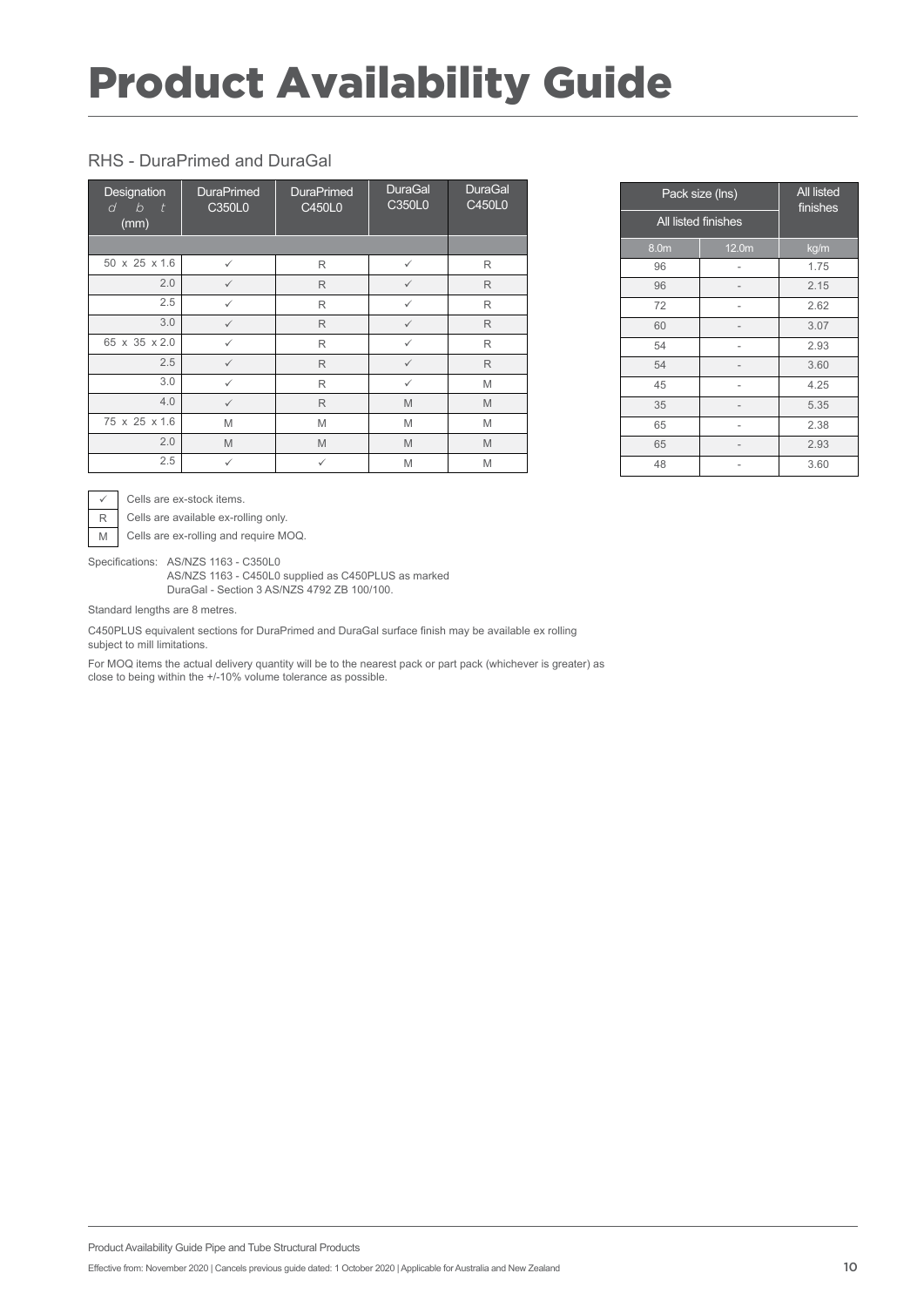# Product Availability Guide

## RHS - DuraPrimed and DuraGal

| Designation d b t (mm) | DuraPrimed C350L0 | DuraPrimed C450L0 | DuraGal C350L0 | DuraGal C450L0 | Pack size (lns) All listed finishes 8.0m | Pack size (lns) All listed finishes 12.0m | All listed finishes kg/m |
|---|---|---|---|---|---|---|---|
| 50 x 25 x 1.6 | ✓ | R | ✓ | R | 96 | - | 1.75 |
| 2.0 | ✓ | R | ✓ | R | 96 | - | 2.15 |
| 2.5 | ✓ | R | ✓ | R | 72 | - | 2.62 |
| 3.0 | ✓ | R | ✓ | R | 60 | - | 3.07 |
| 65 x 35 x 2.0 | ✓ | R | ✓ | R | 54 | - | 2.93 |
| 2.5 | ✓ | R | ✓ | R | 54 | - | 3.60 |
| 3.0 | ✓ | R | ✓ | M | 45 | - | 4.25 |
| 4.0 | ✓ | R | M | M | 35 | - | 5.35 |
| 75 x 25 x 1.6 | M | M | M | M | 65 | - | 2.38 |
| 2.0 | M | M | M | M | 65 | - | 2.93 |
| 2.5 | ✓ | ✓ | M | M | 48 | - | 3.60 |

✓ Cells are ex-stock items.
R Cells are available ex-rolling only.
M Cells are ex-rolling and require MOQ.

Specifications: AS/NZS 1163 - C350L0
AS/NZS 1163 - C450L0 supplied as C450PLUS as marked
DuraGal - Section 3 AS/NZS 4792 ZB 100/100.

Standard lengths are 8 metres.

C450PLUS equivalent sections for DuraPrimed and DuraGal surface finish may be available ex rolling subject to mill limitations.

For MOQ items the actual delivery quantity will be to the nearest pack or part pack (whichever is greater) as close to being within the +/-10% volume tolerance as possible.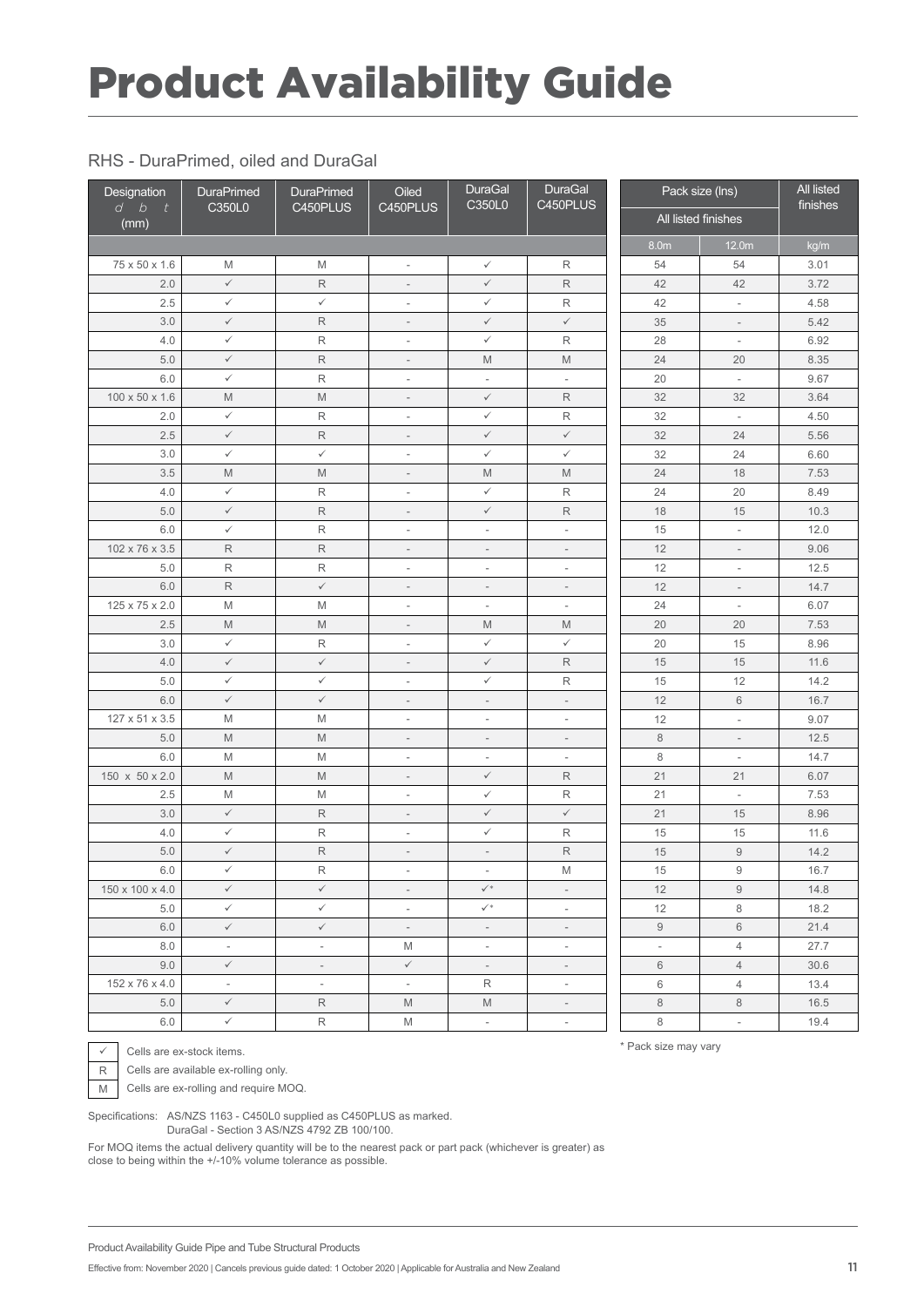# Product Availability Guide

## RHS - DuraPrimed, oiled and DuraGal

| Designation d b t (mm) | DuraPrimed C350L0 | DuraPrimed C450PLUS | Oiled C450PLUS | DuraGal C350L0 | DuraGal C450PLUS | Pack size (lns) All listed finishes | | All listed finishes |
|---|---|---|---|---|---|---|---|---|
| | | | | | | 8.0m | 12.0m | kg/m |
| 75 x 50 x 1.6 | M | M | - | ✓ | R | 54 | 54 | 3.01 |
| 2.0 | ✓ | R | - | ✓ | R | 42 | 42 | 3.72 |
| 2.5 | ✓ | ✓ | - | ✓ | R | 42 | - | 4.58 |
| 3.0 | ✓ | R | - | ✓ | ✓ | 35 | - | 5.42 |
| 4.0 | ✓ | R | - | ✓ | R | 28 | - | 6.92 |
| 5.0 | ✓ | R | - | M | M | 24 | 20 | 8.35 |
| 6.0 | ✓ | R | - | - | - | 20 | - | 9.67 |
| 100 x 50 x 1.6 | M | M | - | ✓ | R | 32 | 32 | 3.64 |
| 2.0 | ✓ | R | - | ✓ | R | 32 | - | 4.50 |
| 2.5 | ✓ | R | - | ✓ | ✓ | 32 | 24 | 5.56 |
| 3.0 | ✓ | ✓ | - | ✓ | ✓ | 32 | 24 | 6.60 |
| 3.5 | M | M | - | M | M | 24 | 18 | 7.53 |
| 4.0 | ✓ | R | - | ✓ | R | 24 | 20 | 8.49 |
| 5.0 | ✓ | R | - | ✓ | R | 18 | 15 | 10.3 |
| 6.0 | ✓ | R | - | - | - | 15 | - | 12.0 |
| 102 x 76 x 3.5 | R | R | - | - | - | 12 | - | 9.06 |
| 5.0 | R | R | - | - | - | 12 | - | 12.5 |
| 6.0 | R | ✓ | - | - | - | 12 | - | 14.7 |
| 125 x 75 x 2.0 | M | M | - | - | - | 24 | - | 6.07 |
| 2.5 | M | M | - | M | M | 20 | 20 | 7.53 |
| 3.0 | ✓ | R | - | ✓ | ✓ | 20 | 15 | 8.96 |
| 4.0 | ✓ | ✓ | - | ✓ | R | 15 | 15 | 11.6 |
| 5.0 | ✓ | ✓ | - | ✓ | R | 15 | 12 | 14.2 |
| 6.0 | ✓ | ✓ | - | - | - | 12 | 6 | 16.7 |
| 127 x 51 x 3.5 | M | M | - | - | - | 12 | - | 9.07 |
| 5.0 | M | M | - | - | - | 8 | - | 12.5 |
| 6.0 | M | M | - | - | - | 8 | - | 14.7 |
| 150 x 50 x 2.0 | M | M | - | ✓ | R | 21 | 21 | 6.07 |
| 2.5 | M | M | - | ✓ | R | 21 | - | 7.53 |
| 3.0 | ✓ | R | - | ✓ | ✓ | 21 | 15 | 8.96 |
| 4.0 | ✓ | R | - | ✓ | R | 15 | 15 | 11.6 |
| 5.0 | ✓ | R | - | - | R | 15 | 9 | 14.2 |
| 6.0 | ✓ | R | - | - | M | 15 | 9 | 16.7 |
| 150 x 100 x 4.0 | ✓ | ✓ | - | ✓* | - | 12 | 9 | 14.8 |
| 5.0 | ✓ | ✓ | - | ✓* | - | 12 | 8 | 18.2 |
| 6.0 | ✓ | ✓ | - | - | - | 9 | 6 | 21.4 |
| 8.0 | - | - | M | - | - | - | 4 | 27.7 |
| 9.0 | ✓ | - | ✓ | - | - | 6 | 4 | 30.6 |
| 152 x 76 x 4.0 | - | - | - | R | - | 6 | 4 | 13.4 |
| 5.0 | ✓ | R | M | M | - | 8 | 8 | 16.5 |
| 6.0 | ✓ | R | M | - | - | 8 | - | 19.4 |

✓ Cells are ex-stock items.

R Cells are available ex-rolling only.

M Cells are ex-rolling and require MOQ.

\* Pack size may vary

Specifications: AS/NZS 1163 - C450L0 supplied as C450PLUS as marked.
DuraGal - Section 3 AS/NZS 4792 ZB 100/100.

For MOQ items the actual delivery quantity will be to the nearest pack or part pack (whichever is greater) as close to being within the +/-10% volume tolerance as possible.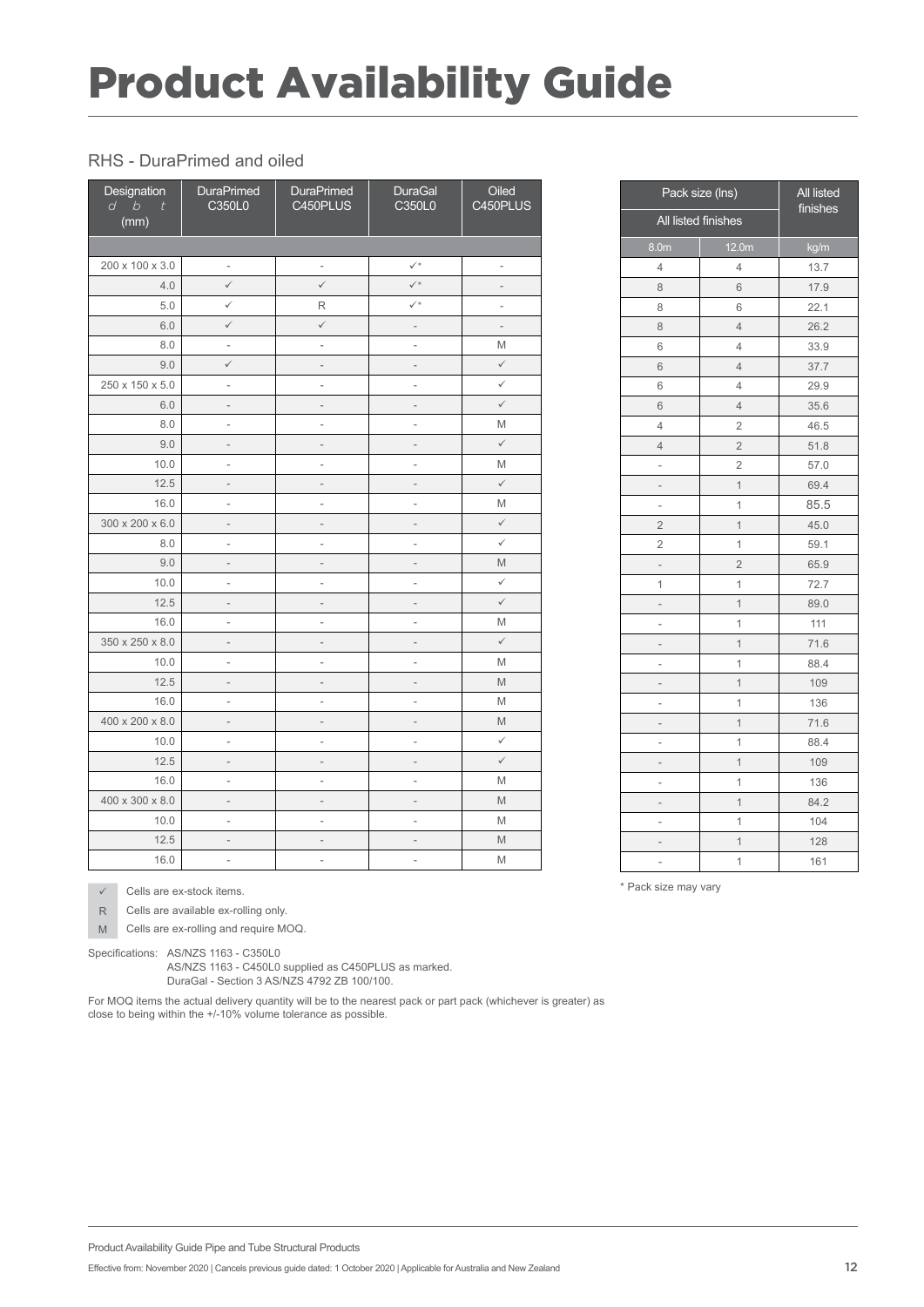# Product Availability Guide

## RHS - DuraPrimed and oiled

| Designation *d* *b* *t* (mm) | DuraPrimed C350L0 | DuraPrimed C450PLUS | DuraGal C350L0 | Oiled C450PLUS | Pack size (lns) 8.0m | Pack size (lns) 12.0m | All listed finishes kg/m |
|---|---|---|---|---|---|---|---|
| 200 x 100 x 3.0 | - | - | ✓* | - | 4 | 4 | 13.7 |
| 4.0 | ✓ | ✓ | ✓* | - | 8 | 6 | 17.9 |
| 5.0 | ✓ | R | ✓* | - | 8 | 6 | 22.1 |
| 6.0 | ✓ | ✓ | - | - | 8 | 4 | 26.2 |
| 8.0 | - | - | - | M | 6 | 4 | 33.9 |
| 9.0 | ✓ | - | - | ✓ | 6 | 4 | 37.7 |
| 250 x 150 x 5.0 | - | - | - | ✓ | 6 | 4 | 29.9 |
| 6.0 | - | - | - | ✓ | 6 | 4 | 35.6 |
| 8.0 | - | - | - | M | 4 | 2 | 46.5 |
| 9.0 | - | - | - | ✓ | 4 | 2 | 51.8 |
| 10.0 | - | - | - | M | - | 2 | 57.0 |
| 12.5 | - | - | - | ✓ | - | 1 | 69.4 |
| 16.0 | - | - | - | M | - | 1 | 85.5 |
| 300 x 200 x 6.0 | - | - | - | ✓ | 2 | 1 | 45.0 |
| 8.0 | - | - | - | ✓ | 2 | 1 | 59.1 |
| 9.0 | - | - | - | M | - | 2 | 65.9 |
| 10.0 | - | - | - | ✓ | 1 | 1 | 72.7 |
| 12.5 | - | - | - | ✓ | - | 1 | 89.0 |
| 16.0 | - | - | - | M | - | 1 | 111 |
| 350 x 250 x 8.0 | - | - | - | ✓ | - | 1 | 71.6 |
| 10.0 | - | - | - | M | - | 1 | 88.4 |
| 12.5 | - | - | - | M | - | 1 | 109 |
| 16.0 | - | - | - | M | - | 1 | 136 |
| 400 x 200 x 8.0 | - | - | - | M | - | 1 | 71.6 |
| 10.0 | - | - | - | ✓ | - | 1 | 88.4 |
| 12.5 | - | - | - | ✓ | - | 1 | 109 |
| 16.0 | - | - | - | M | - | 1 | 136 |
| 400 x 300 x 8.0 | - | - | - | M | - | 1 | 84.2 |
| 10.0 | - | - | - | M | - | 1 | 104 |
| 12.5 | - | - | - | M | - | 1 | 128 |
| 16.0 | - | - | - | M | - | 1 | 161 |

\* Pack size may vary

✓ Cells are ex-stock items.

R Cells are available ex-rolling only.

M Cells are ex-rolling and require MOQ.

Specifications: AS/NZS 1163 - C350L0
AS/NZS 1163 - C450L0 supplied as C450PLUS as marked.
DuraGal - Section 3 AS/NZS 4792 ZB 100/100.

For MOQ items the actual delivery quantity will be to the nearest pack or part pack (whichever is greater) as close to being within the +/-10% volume tolerance as possible.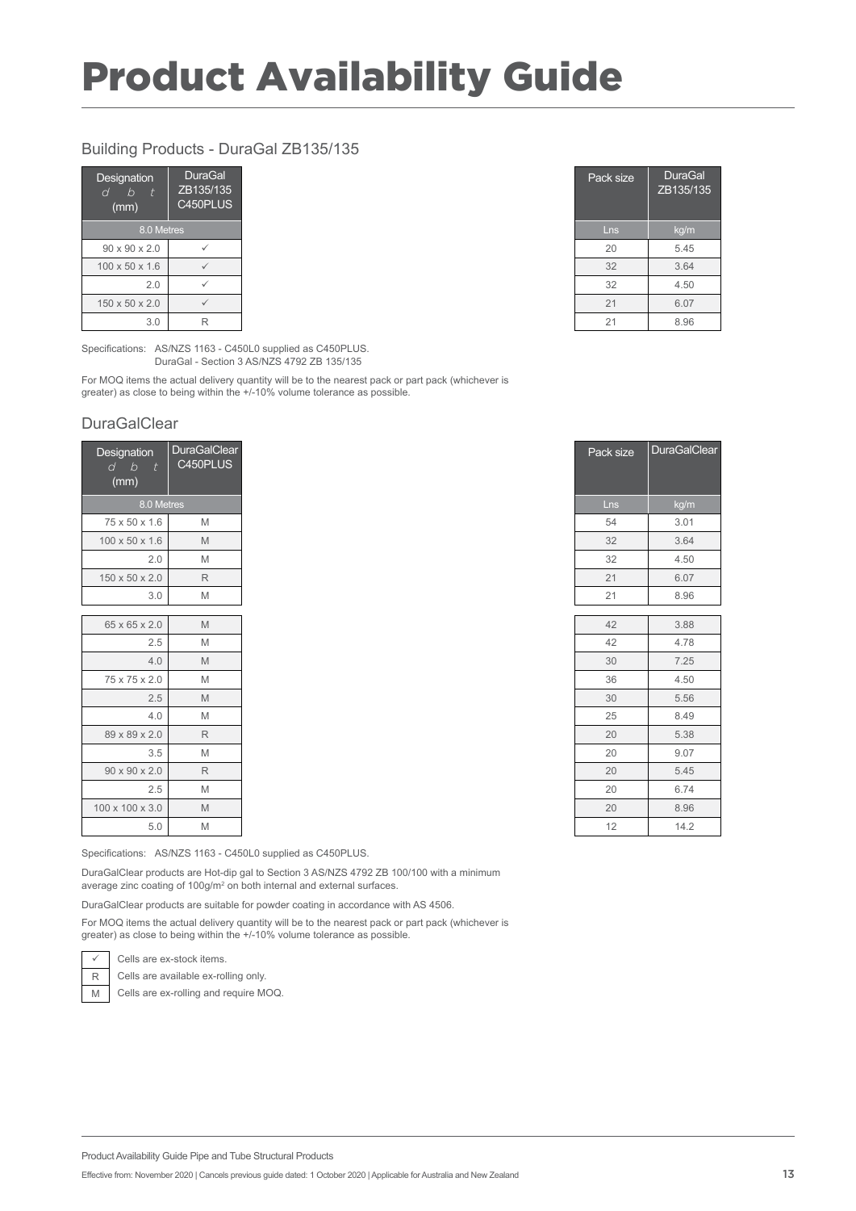# Product Availability Guide

## Building Products - DuraGal ZB135/135

| Designation d b t (mm) | DuraGal ZB135/135 C450PLUS | Pack size | DuraGal ZB135/135 |
|---|---|---|---|
| 8.0 Metres | | Lns | kg/m |
| 90 x 90 x 2.0 | ✓ | 20 | 5.45 |
| 100 x 50 x 1.6 | ✓ | 32 | 3.64 |
| 2.0 | ✓ | 32 | 4.50 |
| 150 x 50 x 2.0 | ✓ | 21 | 6.07 |
| 3.0 | R | 21 | 8.96 |

Specifications: AS/NZS 1163 - C450L0 supplied as C450PLUS.
DuraGal - Section 3 AS/NZS 4792 ZB 135/135

For MOQ items the actual delivery quantity will be to the nearest pack or part pack (whichever is greater) as close to being within the +/-10% volume tolerance as possible.

## DuraGalClear

| Designation d b t (mm) | DuraGalClear C450PLUS | Pack size | DuraGalClear |
|---|---|---|---|
| 8.0 Metres | | Lns | kg/m |
| 75 x 50 x 1.6 | M | 54 | 3.01 |
| 100 x 50 x 1.6 | M | 32 | 3.64 |
| 2.0 | M | 32 | 4.50 |
| 150 x 50 x 2.0 | R | 21 | 6.07 |
| 3.0 | M | 21 | 8.96 |
| 65 x 65 x 2.0 | M | 42 | 3.88 |
| 2.5 | M | 42 | 4.78 |
| 4.0 | M | 30 | 7.25 |
| 75 x 75 x 2.0 | M | 36 | 4.50 |
| 2.5 | M | 30 | 5.56 |
| 4.0 | M | 25 | 8.49 |
| 89 x 89 x 2.0 | R | 20 | 5.38 |
| 3.5 | M | 20 | 9.07 |
| 90 x 90 x 2.0 | R | 20 | 5.45 |
| 2.5 | M | 20 | 6.74 |
| 100 x 100 x 3.0 | M | 20 | 8.96 |
| 5.0 | M | 12 | 14.2 |

Specifications: AS/NZS 1163 - C450L0 supplied as C450PLUS.

DuraGalClear products are Hot-dip gal to Section 3 AS/NZS 4792 ZB 100/100 with a minimum average zinc coating of 100g/m$^2$ on both internal and external surfaces.

DuraGalClear products are suitable for powder coating in accordance with AS 4506.

For MOQ items the actual delivery quantity will be to the nearest pack or part pack (whichever is greater) as close to being within the +/-10% volume tolerance as possible.

| Symbol | Meaning |
|---|---|
| ✓ | Cells are ex-stock items. |
| R | Cells are available ex-rolling only. |
| M | Cells are ex-rolling and require MOQ. |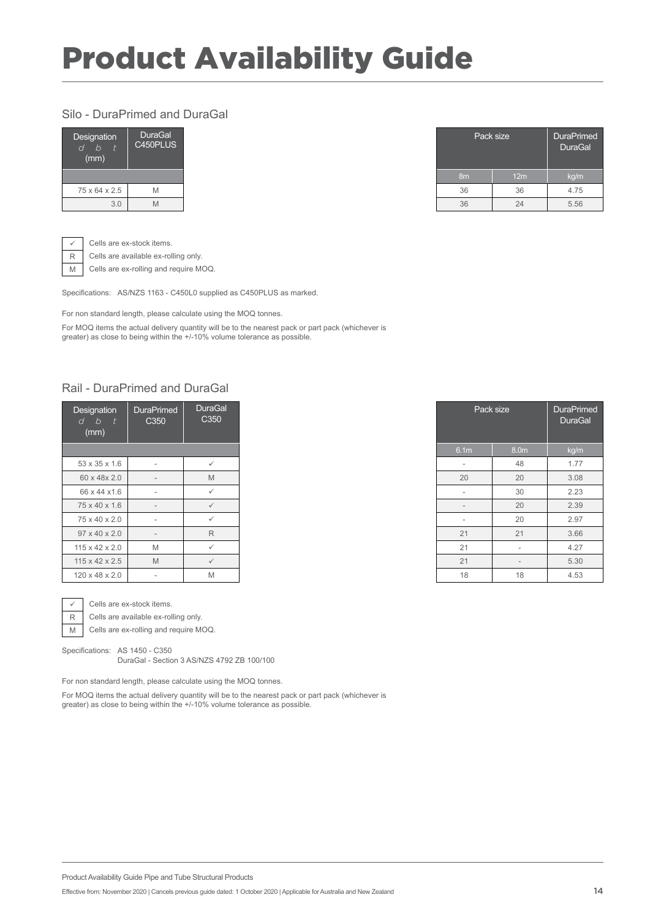# Product Availability Guide

## Silo - DuraPrimed and DuraGal

| Designation d b t (mm) | DuraGal C450PLUS | Pack size | | DuraPrimed DuraGal |
|---|---|---|---|---|
| | | 8m | 12m | kg/m |
| 75 x 64 x 2.5 | M | 36 | 36 | 4.75 |
| 3.0 | M | 36 | 24 | 5.56 |

| | |
|---|---|
| ✓ | Cells are ex-stock items. |
| R | Cells are available ex-rolling only. |
| M | Cells are ex-rolling and require MOQ. |

Specifications: AS/NZS 1163 - C450L0 supplied as C450PLUS as marked.

For non standard length, please calculate using the MOQ tonnes.

For MOQ items the actual delivery quantity will be to the nearest pack or part pack (whichever is greater) as close to being within the +/-10% volume tolerance as possible.

## Rail - DuraPrimed and DuraGal

| Designation d b t (mm) | DuraPrimed C350 | DuraGal C350 | Pack size | | DuraPrimed DuraGal |
|---|---|---|---|---|---|
| | | | 6.1m | 8.0m | kg/m |
| 53 x 35 x 1.6 | - | ✓ | - | 48 | 1.77 |
| 60 x 48x 2.0 | - | M | 20 | 20 | 3.08 |
| 66 x 44 x1.6 | - | ✓ | - | 30 | 2.23 |
| 75 x 40 x 1.6 | - | ✓ | - | 20 | 2.39 |
| 75 x 40 x 2.0 | - | ✓ | - | 20 | 2.97 |
| 97 x 40 x 2.0 | - | R | 21 | 21 | 3.66 |
| 115 x 42 x 2.0 | M | ✓ | 21 | - | 4.27 |
| 115 x 42 x 2.5 | M | ✓ | 21 | - | 5.30 |
| 120 x 48 x 2.0 | - | M | 18 | 18 | 4.53 |

| | |
|---|---|
| ✓ | Cells are ex-stock items. |
| R | Cells are available ex-rolling only. |
| M | Cells are ex-rolling and require MOQ. |

Specifications: AS 1450 - C350
DuraGal - Section 3 AS/NZS 4792 ZB 100/100

For non standard length, please calculate using the MOQ tonnes.

For MOQ items the actual delivery quantity will be to the nearest pack or part pack (whichever is greater) as close to being within the +/-10% volume tolerance as possible.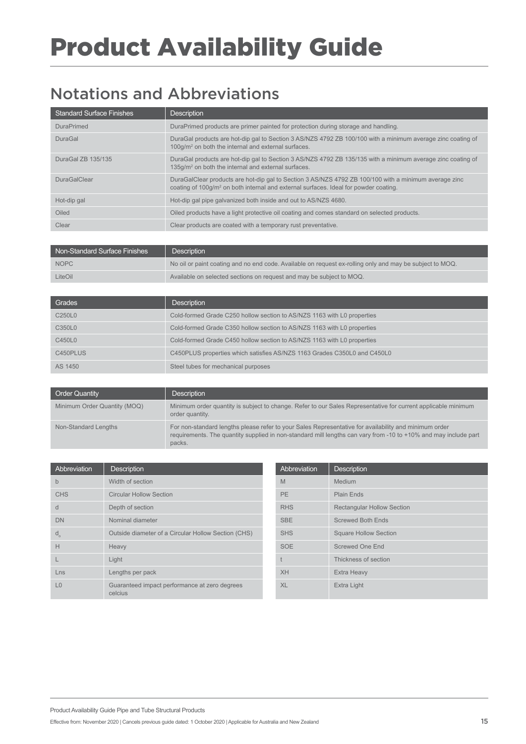# Product Availability Guide

## Notations and Abbreviations

| Standard Surface Finishes | Description |
|---|---|
| DuraPrimed | DuraPrimed products are primer painted for protection during storage and handling. |
| DuraGal | DuraGal products are hot-dip gal to Section 3 AS/NZS 4792 ZB 100/100 with a minimum average zinc coating of 100g/m² on both the internal and external surfaces. |
| DuraGal ZB 135/135 | DuraGal products are hot-dip gal to Section 3 AS/NZS 4792 ZB 135/135 with a minimum average zinc coating of 135g/m² on both the internal and external surfaces. |
| DuraGalClear | DuraGalClear products are hot-dip gal to Section 3 AS/NZS 4792 ZB 100/100 with a minimum average zinc coating of 100g/m² on both internal and external surfaces. Ideal for powder coating. |
| Hot-dip gal | Hot-dip gal pipe galvanized both inside and out to AS/NZS 4680. |
| Oiled | Oiled products have a light protective oil coating and comes standard on selected products. |
| Clear | Clear products are coated with a temporary rust preventative. |

| Non-Standard Surface Finishes | Description |
|---|---|
| NOPC | No oil or paint coating and no end code. Available on request ex-rolling only and may be subject to MOQ. |
| LiteOil | Available on selected sections on request and may be subject to MOQ. |

| Grades | Description |
|---|---|
| C250L0 | Cold-formed Grade C250 hollow section to AS/NZS 1163 with L0 properties |
| C350L0 | Cold-formed Grade C350 hollow section to AS/NZS 1163 with L0 properties |
| C450L0 | Cold-formed Grade C450 hollow section to AS/NZS 1163 with L0 properties |
| C450PLUS | C450PLUS properties which satisfies AS/NZS 1163 Grades C350L0 and C450L0 |
| AS 1450 | Steel tubes for mechanical purposes |

| Order Quantity | Description |
|---|---|
| Minimum Order Quantity (MOQ) | Minimum order quantity is subject to change. Refer to our Sales Representative for current applicable minimum order quantity. |
| Non-Standard Lengths | For non-standard lengths please refer to your Sales Representative for availability and minimum order requirements. The quantity supplied in non-standard mill lengths can vary from -10 to +10% and may include part packs. |

| Abbreviation | Description |
|---|---|
| b | Width of section |
| CHS | Circular Hollow Section |
| d | Depth of section |
| DN | Nominal diameter |
| $d_o$ | Outside diameter of a Circular Hollow Section (CHS) |
| H | Heavy |
| L | Light |
| Lns | Lengths per pack |
| L0 | Guaranteed impact performance at zero degrees celcius |

| Abbreviation | Description |
|---|---|
| M | Medium |
| PE | Plain Ends |
| RHS | Rectangular Hollow Section |
| SBE | Screwed Both Ends |
| SHS | Square Hollow Section |
| SOE | Screwed One End |
| t | Thickness of section |
| XH | Extra Heavy |
| XL | Extra Light |

Product Availability Guide Pipe and Tube Structural Products

Effective from: November 2020 | Cancels previous guide dated: 1 October 2020 | Applicable for Australia and New Zealand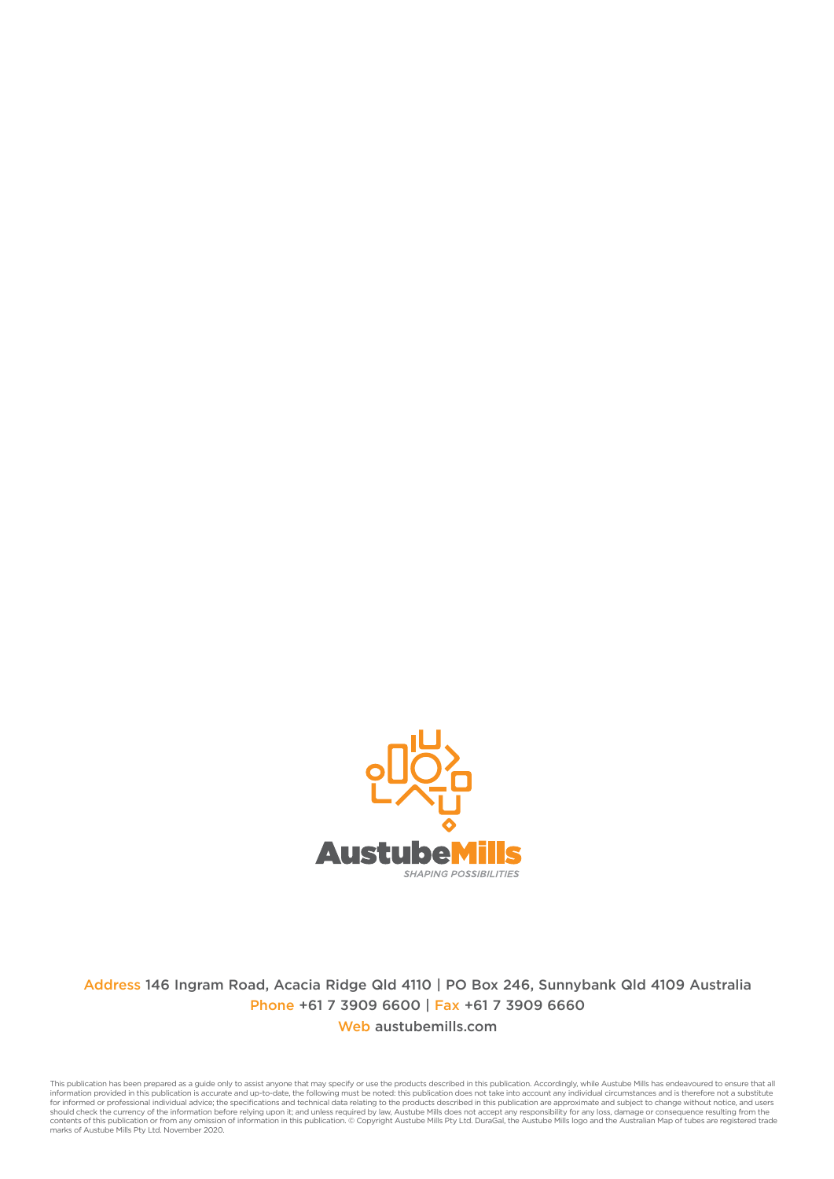AustubeMills

*SHAPING POSSIBILITIES*

Address 146 Ingram Road, Acacia Ridge Qld 4110 | PO Box 246, Sunnybank Qld 4109 Australia
Phone +61 7 3909 6600 | Fax +61 7 3909 6660
Web austubemills.com

This publication has been prepared as a guide only to assist anyone that may specify or use the products described in this publication. Accordingly, while Austube Mills has endeavoured to ensure that all information provided in this publication is accurate and up-to-date, the following must be noted: this publication does not take into account any individual circumstances and is therefore not a substitute for informed or professional individual advice; the specifications and technical data relating to the products described in this publication are approximate and subject to change without notice, and users should check the currency of the information before relying upon it; and unless required by law, Austube Mills does not accept any responsibility for any loss, damage or consequence resulting from the contents of this publication or from any omission of information in this publication. © Copyright Austube Mills Pty Ltd. DuraGal, the Austube Mills logo and the Australian Map of tubes are registered trade marks of Austube Mills Pty Ltd. November 2020.